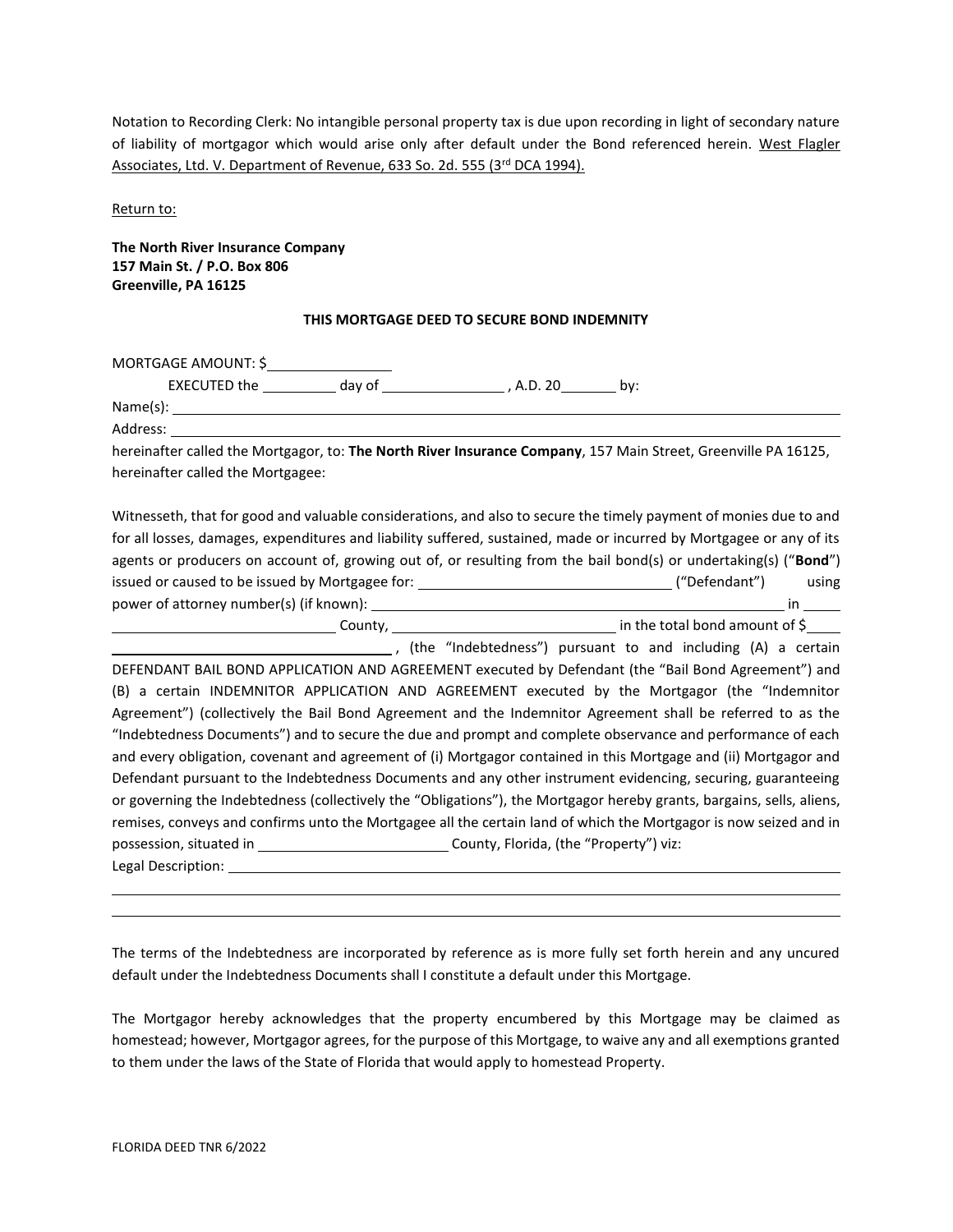Notation to Recording Clerk: No intangible personal property tax is due upon recording in light of secondary nature of liability of mortgagor which would arise only after default under the Bond referenced herein. West Flagler Associates, Ltd. V. Department of Revenue, 633 So. 2d. 555 (3rd DCA 1994).

Return to:

**The North River Insurance Company**
**157 Main St. / P.O. Box 806**
**Greenville, PA 16125**

**THIS MORTGAGE DEED TO SECURE BOND INDEMNITY**

MORTGAGE AMOUNT: $________________

EXECUTED the __________ day of ________________ , A.D. 20_______ by:

Name(s): ____________________________________________________________

Address: ____________________________________________________________

hereinafter called the Mortgagor, to: **The North River Insurance Company**, 157 Main Street, Greenville PA 16125, hereinafter called the Mortgagee:

Witnesseth, that for good and valuable considerations, and also to secure the timely payment of monies due to and for all losses, damages, expenditures and liability suffered, sustained, made or incurred by Mortgagee or any of its agents or producers on account of, growing out of, or resulting from the bail bond(s) or undertaking(s) ("**Bond**") issued or caused to be issued by Mortgagee for: ________________________________ ("Defendant") using power of attorney number(s) (if known): ________________________________________________ in _____ ____________________________ County, ____________________________ in the total bond amount of $_____ ____________________________________, (the "Indebtedness") pursuant to and including (A) a certain DEFENDANT BAIL BOND APPLICATION AND AGREEMENT executed by Defendant (the "Bail Bond Agreement") and (B) a certain INDEMNITOR APPLICATION AND AGREEMENT executed by the Mortgagor (the "Indemnitor Agreement") (collectively the Bail Bond Agreement and the Indemnitor Agreement shall be referred to as the "Indebtedness Documents") and to secure the due and prompt and complete observance and performance of each and every obligation, covenant and agreement of (i) Mortgagor contained in this Mortgage and (ii) Mortgagor and Defendant pursuant to the Indebtedness Documents and any other instrument evidencing, securing, guaranteeing or governing the Indebtedness (collectively the "Obligations"), the Mortgagor hereby grants, bargains, sells, aliens, remises, conveys and confirms unto the Mortgagee all the certain land of which the Mortgagor is now seized and in possession, situated in ________________________ County, Florida, (the "Property") viz:

Legal Description: ____________________________________________________________

____________________________________________________________

____________________________________________________________

The terms of the Indebtedness are incorporated by reference as is more fully set forth herein and any uncured default under the Indebtedness Documents shall I constitute a default under this Mortgage.

The Mortgagor hereby acknowledges that the property encumbered by this Mortgage may be claimed as homestead; however, Mortgagor agrees, for the purpose of this Mortgage, to waive any and all exemptions granted to them under the laws of the State of Florida that would apply to homestead Property.

FLORIDA DEED TNR 6/2022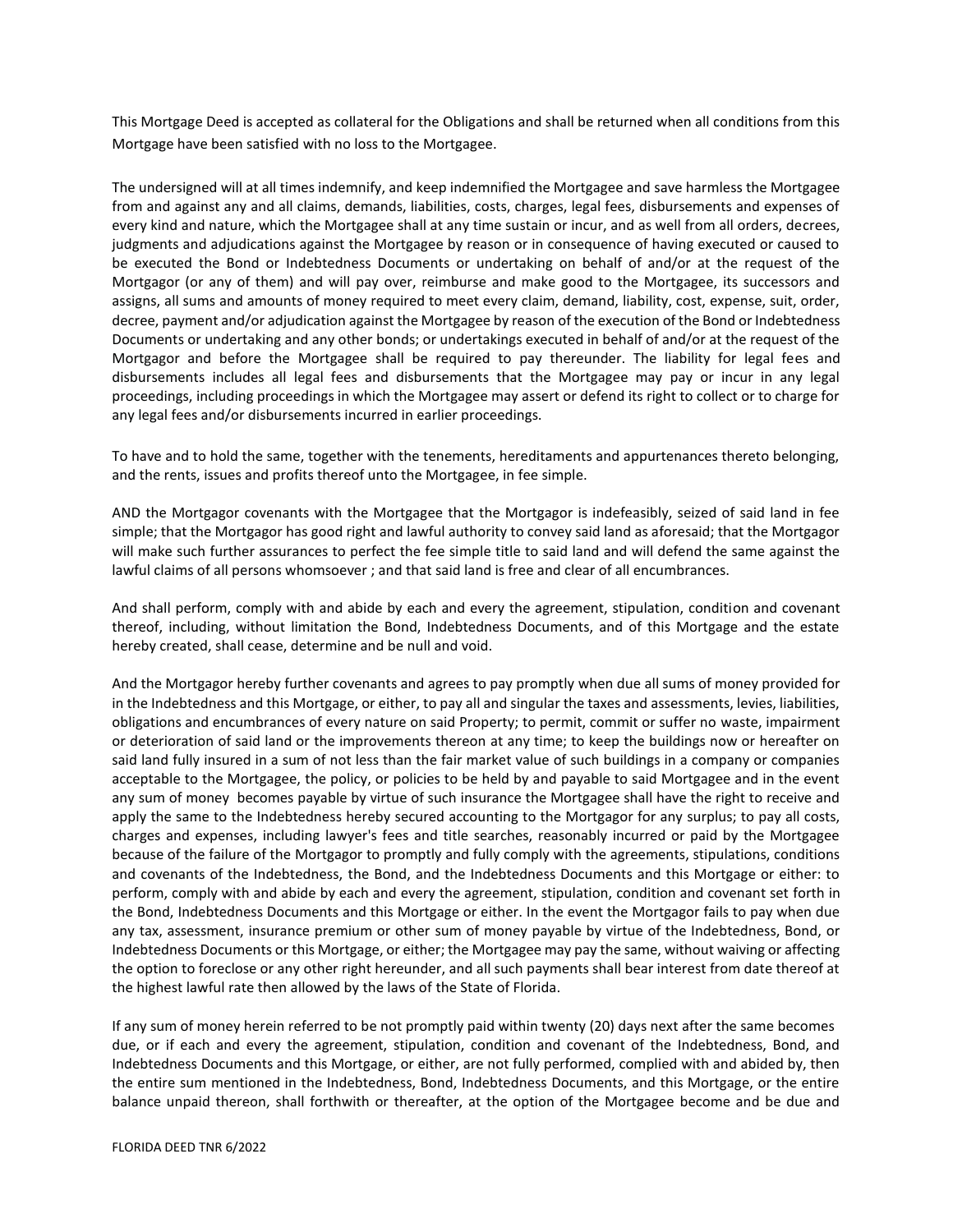This Mortgage Deed is accepted as collateral for the Obligations and shall be returned when all conditions from this Mortgage have been satisfied with no loss to the Mortgagee.

The undersigned will at all times indemnify, and keep indemnified the Mortgagee and save harmless the Mortgagee from and against any and all claims, demands, liabilities, costs, charges, legal fees, disbursements and expenses of every kind and nature, which the Mortgagee shall at any time sustain or incur, and as well from all orders, decrees, judgments and adjudications against the Mortgagee by reason or in consequence of having executed or caused to be executed the Bond or Indebtedness Documents or undertaking on behalf of and/or at the request of the Mortgagor (or any of them) and will pay over, reimburse and make good to the Mortgagee, its successors and assigns, all sums and amounts of money required to meet every claim, demand, liability, cost, expense, suit, order, decree, payment and/or adjudication against the Mortgagee by reason of the execution of the Bond or Indebtedness Documents or undertaking and any other bonds; or undertakings executed in behalf of and/or at the request of the Mortgagor and before the Mortgagee shall be required to pay thereunder. The liability for legal fees and disbursements includes all legal fees and disbursements that the Mortgagee may pay or incur in any legal proceedings, including proceedings in which the Mortgagee may assert or defend its right to collect or to charge for any legal fees and/or disbursements incurred in earlier proceedings.

To have and to hold the same, together with the tenements, hereditaments and appurtenances thereto belonging, and the rents, issues and profits thereof unto the Mortgagee, in fee simple.

AND the Mortgagor covenants with the Mortgagee that the Mortgagor is indefeasibly, seized of said land in fee simple; that the Mortgagor has good right and lawful authority to convey said land as aforesaid; that the Mortgagor will make such further assurances to perfect the fee simple title to said land and will defend the same against the lawful claims of all persons whomsoever ; and that said land is free and clear of all encumbrances.

And shall perform, comply with and abide by each and every the agreement, stipulation, condition and covenant thereof, including, without limitation the Bond, Indebtedness Documents, and of this Mortgage and the estate hereby created, shall cease, determine and be null and void.

And the Mortgagor hereby further covenants and agrees to pay promptly when due all sums of money provided for in the Indebtedness and this Mortgage, or either, to pay all and singular the taxes and assessments, levies, liabilities, obligations and encumbrances of every nature on said Property; to permit, commit or suffer no waste, impairment or deterioration of said land or the improvements thereon at any time; to keep the buildings now or hereafter on said land fully insured in a sum of not less than the fair market value of such buildings in a company or companies acceptable to the Mortgagee, the policy, or policies to be held by and payable to said Mortgagee and in the event any sum of money becomes payable by virtue of such insurance the Mortgagee shall have the right to receive and apply the same to the Indebtedness hereby secured accounting to the Mortgagor for any surplus; to pay all costs, charges and expenses, including lawyer's fees and title searches, reasonably incurred or paid by the Mortgagee because of the failure of the Mortgagor to promptly and fully comply with the agreements, stipulations, conditions and covenants of the Indebtedness, the Bond, and the Indebtedness Documents and this Mortgage or either: to perform, comply with and abide by each and every the agreement, stipulation, condition and covenant set forth in the Bond, Indebtedness Documents and this Mortgage or either. In the event the Mortgagor fails to pay when due any tax, assessment, insurance premium or other sum of money payable by virtue of the Indebtedness, Bond, or Indebtedness Documents or this Mortgage, or either; the Mortgagee may pay the same, without waiving or affecting the option to foreclose or any other right hereunder, and all such payments shall bear interest from date thereof at the highest lawful rate then allowed by the laws of the State of Florida.

If any sum of money herein referred to be not promptly paid within twenty (20) days next after the same becomes due, or if each and every the agreement, stipulation, condition and covenant of the Indebtedness, Bond, and Indebtedness Documents and this Mortgage, or either, are not fully performed, complied with and abided by, then the entire sum mentioned in the Indebtedness, Bond, Indebtedness Documents, and this Mortgage, or the entire balance unpaid thereon, shall forthwith or thereafter, at the option of the Mortgagee become and be due and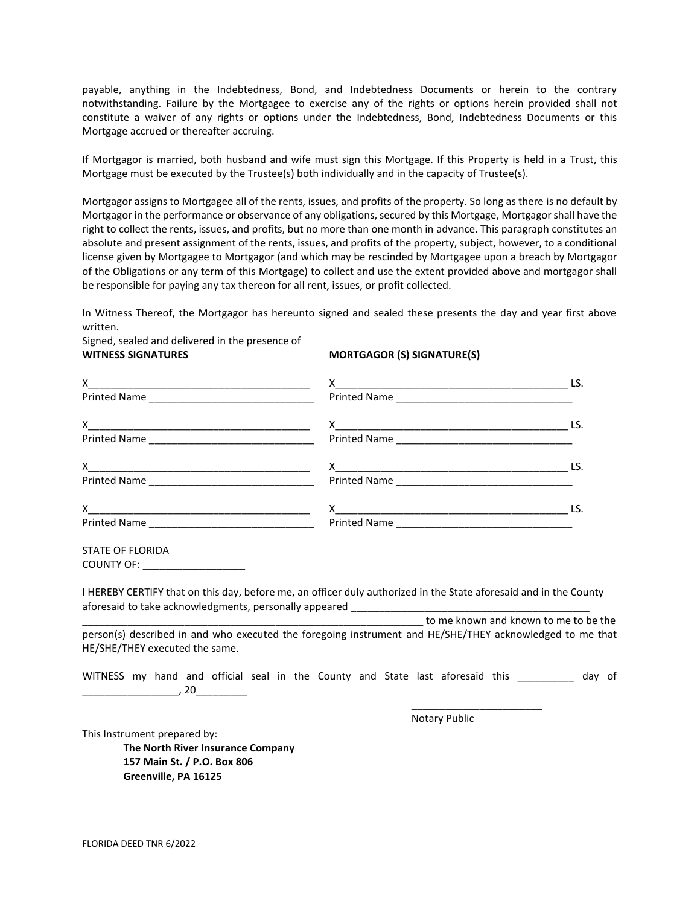payable, anything in the Indebtedness, Bond, and Indebtedness Documents or herein to the contrary notwithstanding. Failure by the Mortgagee to exercise any of the rights or options herein provided shall not constitute a waiver of any rights or options under the Indebtedness, Bond, Indebtedness Documents or this Mortgage accrued or thereafter accruing.

If Mortgagor is married, both husband and wife must sign this Mortgage. If this Property is held in a Trust, this Mortgage must be executed by the Trustee(s) both individually and in the capacity of Trustee(s).

Mortgagor assigns to Mortgagee all of the rents, issues, and profits of the property. So long as there is no default by Mortgagor in the performance or observance of any obligations, secured by this Mortgage, Mortgagor shall have the right to collect the rents, issues, and profits, but no more than one month in advance. This paragraph constitutes an absolute and present assignment of the rents, issues, and profits of the property, subject, however, to a conditional license given by Mortgagee to Mortgagor (and which may be rescinded by Mortgagee upon a breach by Mortgagor of the Obligations or any term of this Mortgage) to collect and use the extent provided above and mortgagor shall be responsible for paying any tax thereon for all rent, issues, or profit collected.

In Witness Thereof, the Mortgagor has hereunto signed and sealed these presents the day and year first above written.

Signed, sealed and delivered in the presence of

| **WITNESS SIGNATURES** | **MORTGAGOR (S) SIGNATURE(S)** |
|---|---|
| X_______________________________________ | X_________________________________________ LS. |
| Printed Name _____________________________ | Printed Name _______________________________ |
| X_______________________________________ | X_________________________________________ LS. |
| Printed Name _____________________________ | Printed Name _______________________________ |
| X_______________________________________ | X_________________________________________ LS. |
| Printed Name _____________________________ | Printed Name _______________________________ |
| X_______________________________________ | X_________________________________________ LS. |
| Printed Name _____________________________ | Printed Name _______________________________ |

STATE OF FLORIDA
COUNTY OF:___________________

I HEREBY CERTIFY that on this day, before me, an officer duly authorized in the State aforesaid and in the County aforesaid to take acknowledgments, personally appeared __________________________________________ _______________________________________________________________ to me known and known to me to be the person(s) described in and who executed the foregoing instrument and HE/SHE/THEY acknowledged to me that HE/SHE/THEY executed the same.

WITNESS my hand and official seal in the County and State last aforesaid this __________ day of _________________, 20_________

_______________________
Notary Public

This Instrument prepared by:

**The North River Insurance Company**
**157 Main St. / P.O. Box 806**
**Greenville, PA 16125**

FLORIDA DEED TNR 6/2022